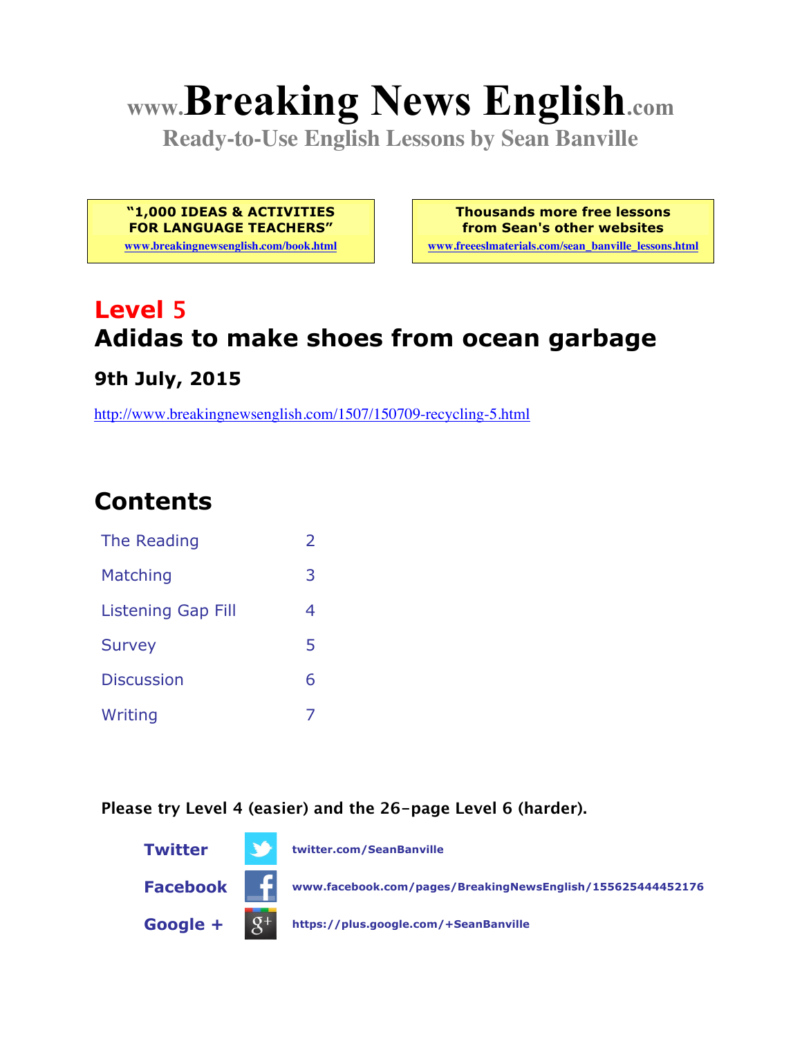# www.Breaking News English.com

**Ready-to-Use English Lessons by Sean Banville**

**"1,000 IDEAS & ACTIVITIES FOR LANGUAGE TEACHERS"**
www.breakingnewsenglish.com/book.html

**Thousands more free lessons from Sean's other websites**
www.freeeslmaterials.com/sean_banville_lessons.html

## Level 5
## Adidas to make shoes from ocean garbage

### 9th July, 2015

http://www.breakingnewsenglish.com/1507/150709-recycling-5.html

## Contents

| | |
|---|---|
| The Reading | 2 |
| Matching | 3 |
| Listening Gap Fill | 4 |
| Survey | 5 |
| Discussion | 6 |
| Writing | 7 |

**Please try Level 4 (easier) and the 26-page Level 6 (harder).**

**Twitter** twitter.com/SeanBanville

**Facebook** www.facebook.com/pages/BreakingNewsEnglish/155625444452176

**Google +** https://plus.google.com/+SeanBanville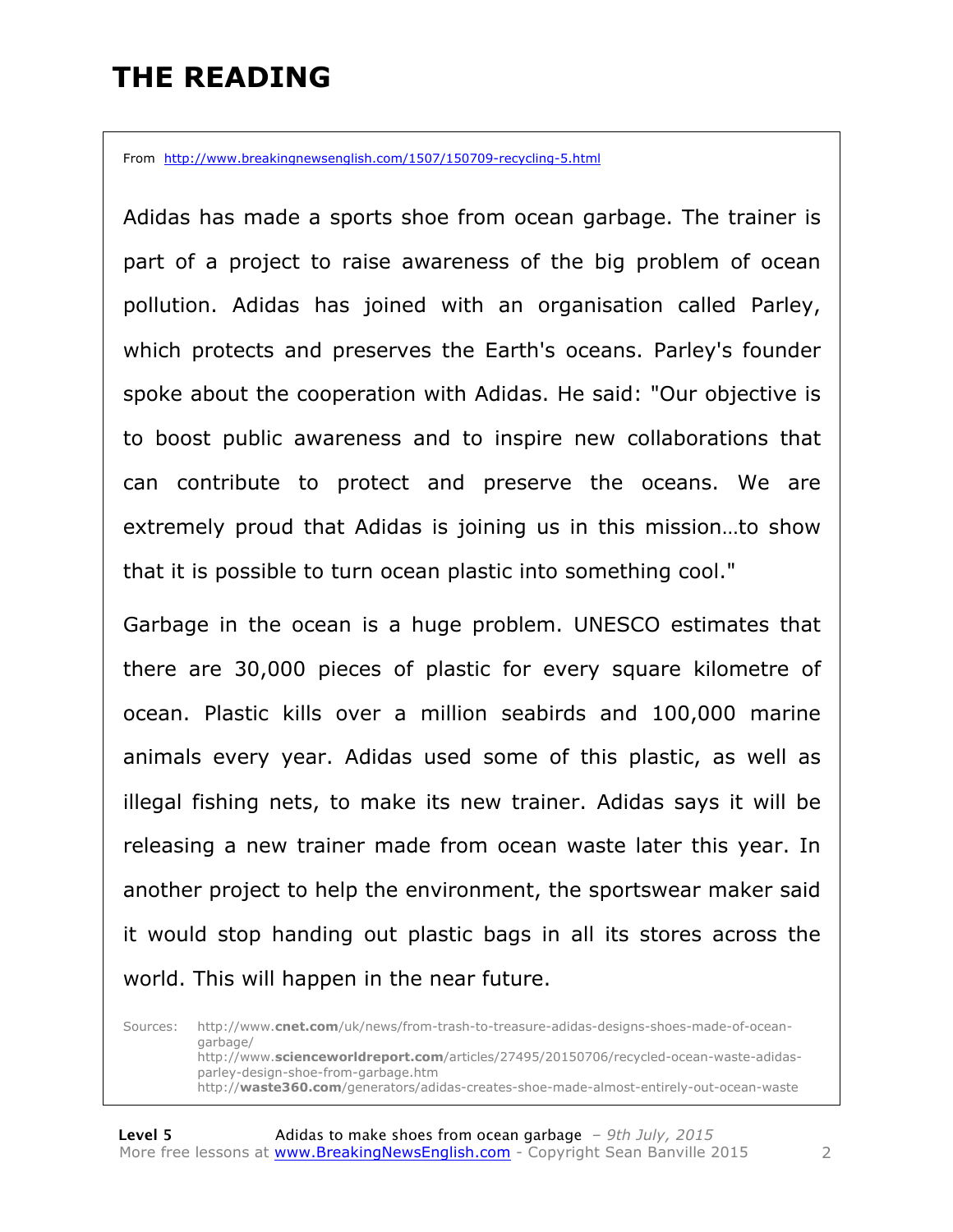# THE READING

From http://www.breakingnewsenglish.com/1507/150709-recycling-5.html

Adidas has made a sports shoe from ocean garbage. The trainer is part of a project to raise awareness of the big problem of ocean pollution. Adidas has joined with an organisation called Parley, which protects and preserves the Earth's oceans. Parley's founder spoke about the cooperation with Adidas. He said: "Our objective is to boost public awareness and to inspire new collaborations that can contribute to protect and preserve the oceans. We are extremely proud that Adidas is joining us in this mission…to show that it is possible to turn ocean plastic into something cool."

Garbage in the ocean is a huge problem. UNESCO estimates that there are 30,000 pieces of plastic for every square kilometre of ocean. Plastic kills over a million seabirds and 100,000 marine animals every year. Adidas used some of this plastic, as well as illegal fishing nets, to make its new trainer. Adidas says it will be releasing a new trainer made from ocean waste later this year. In another project to help the environment, the sportswear maker said it would stop handing out plastic bags in all its stores across the world. This will happen in the near future.

Sources:
http://www.**cnet.com**/uk/news/from-trash-to-treasure-adidas-designs-shoes-made-of-ocean-garbage/
http://www.**scienceworldreport.com**/articles/27495/20150706/recycled-ocean-waste-adidas-parley-design-shoe-from-garbage.htm
http://**waste360.com**/generators/adidas-creates-shoe-made-almost-entirely-out-ocean-waste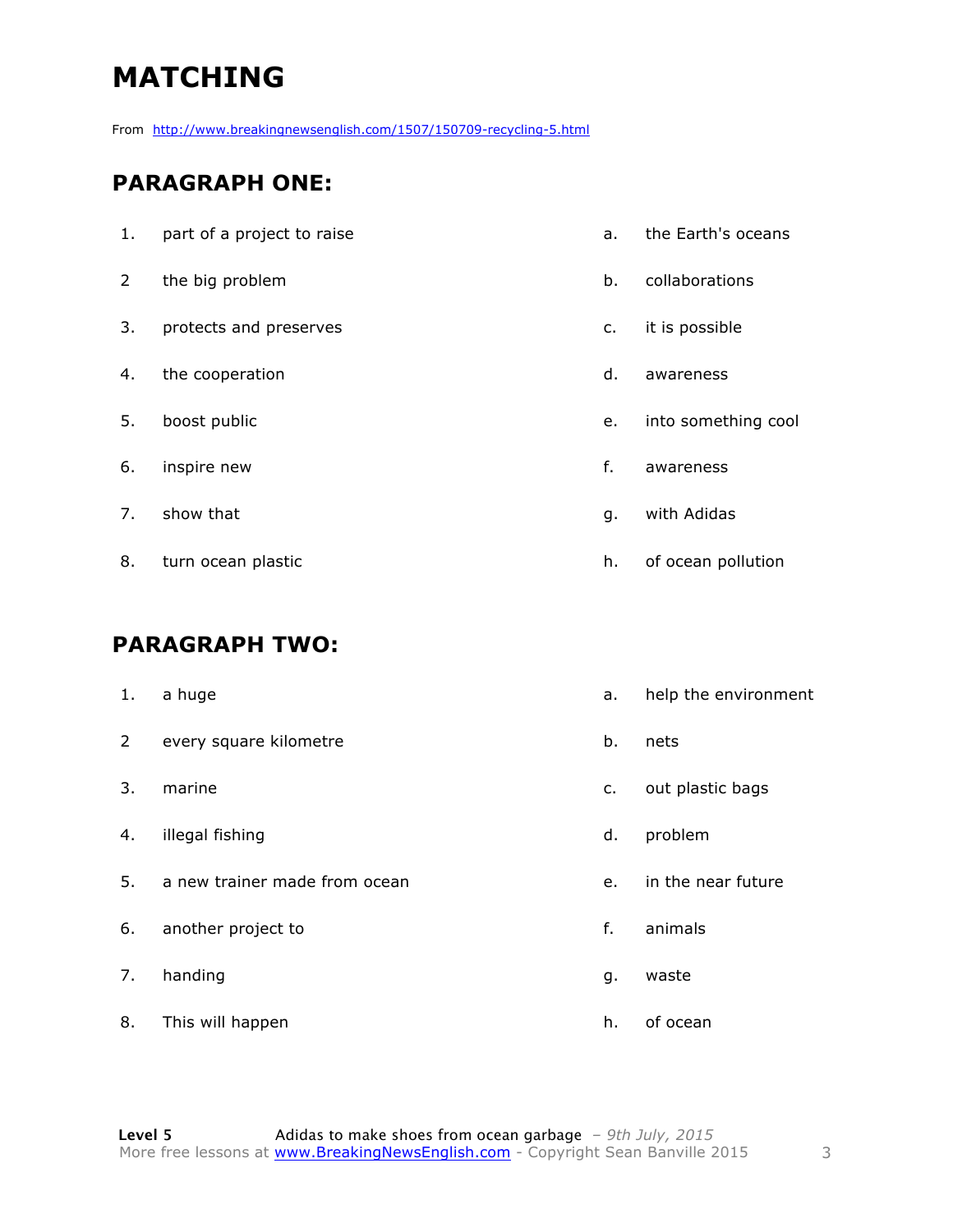# MATCHING

From http://www.breakingnewsenglish.com/1507/150709-recycling-5.html

## PARAGRAPH ONE:

| | | | |
|---|---|---|---|
| 1. | part of a project to raise | a. | the Earth's oceans |
| 2 | the big problem | b. | collaborations |
| 3. | protects and preserves | c. | it is possible |
| 4. | the cooperation | d. | awareness |
| 5. | boost public | e. | into something cool |
| 6. | inspire new | f. | awareness |
| 7. | show that | g. | with Adidas |
| 8. | turn ocean plastic | h. | of ocean pollution |

## PARAGRAPH TWO:

| | | | |
|---|---|---|---|
| 1. | a huge | a. | help the environment |
| 2 | every square kilometre | b. | nets |
| 3. | marine | c. | out plastic bags |
| 4. | illegal fishing | d. | problem |
| 5. | a new trainer made from ocean | e. | in the near future |
| 6. | another project to | f. | animals |
| 7. | handing | g. | waste |
| 8. | This will happen | h. | of ocean |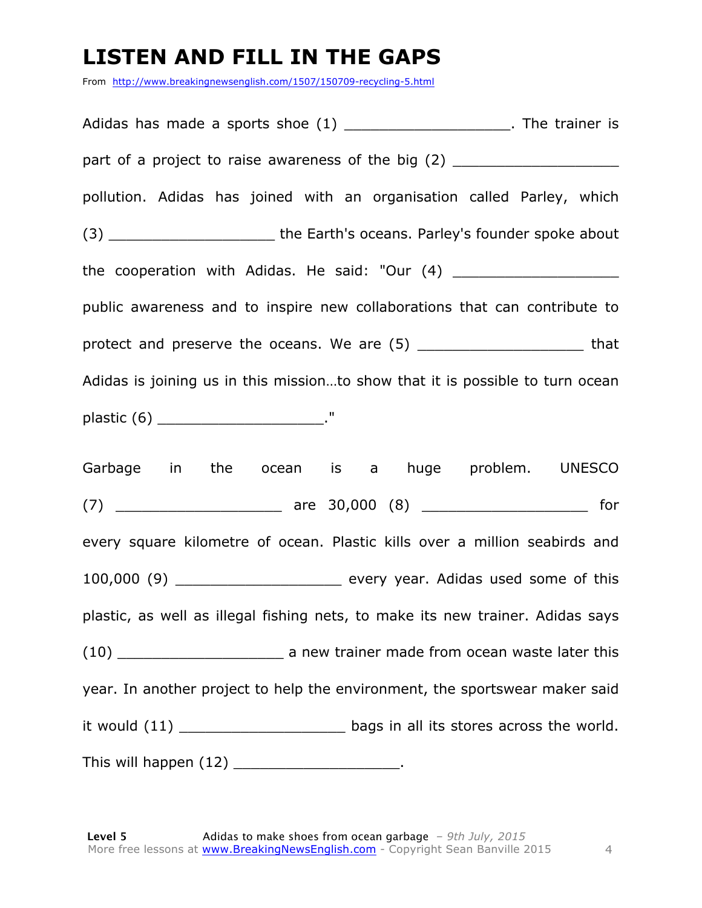# LISTEN AND FILL IN THE GAPS

From http://www.breakingnewsenglish.com/1507/150709-recycling-5.html

Adidas has made a sports shoe (1) ___________________. The trainer is part of a project to raise awareness of the big (2) ___________________ pollution. Adidas has joined with an organisation called Parley, which (3) ___________________ the Earth's oceans. Parley's founder spoke about the cooperation with Adidas. He said: "Our (4) ___________________ public awareness and to inspire new collaborations that can contribute to protect and preserve the oceans. We are (5) ___________________ that Adidas is joining us in this mission…to show that it is possible to turn ocean plastic (6) ___________________."

Garbage in the ocean is a huge problem. UNESCO (7) ___________________ are 30,000 (8) ___________________ for every square kilometre of ocean. Plastic kills over a million seabirds and 100,000 (9) ___________________ every year. Adidas used some of this plastic, as well as illegal fishing nets, to make its new trainer. Adidas says (10) ___________________ a new trainer made from ocean waste later this year. In another project to help the environment, the sportswear maker said it would (11) ___________________ bags in all its stores across the world. This will happen (12) ___________________.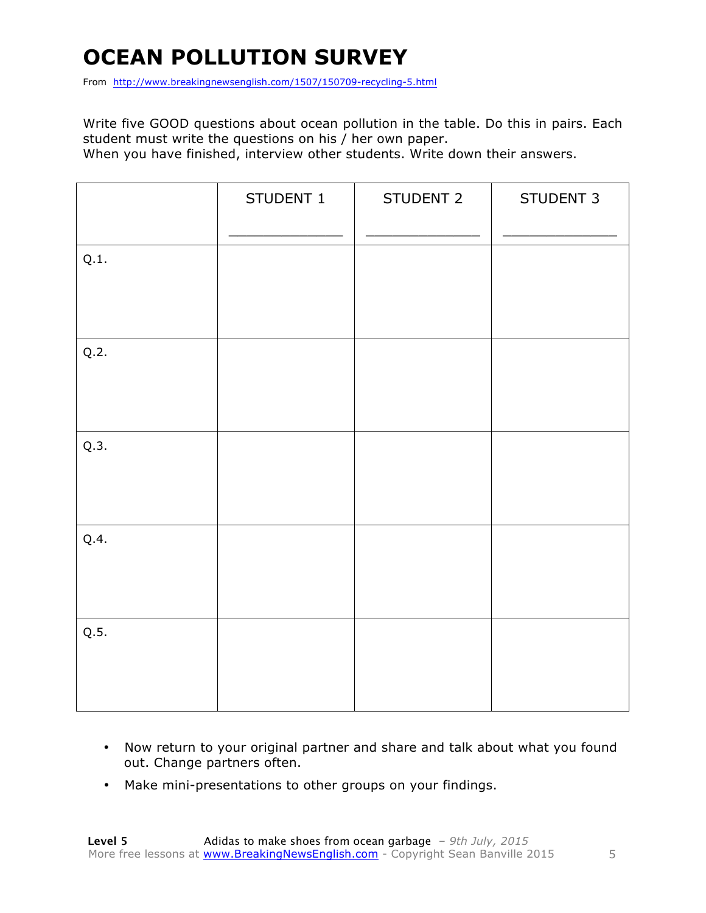# OCEAN POLLUTION SURVEY

From http://www.breakingnewsenglish.com/1507/150709-recycling-5.html

Write five GOOD questions about ocean pollution in the table. Do this in pairs. Each student must write the questions on his / her own paper.
When you have finished, interview other students. Write down their answers.

| | STUDENT 1<br>_____________ | STUDENT 2<br>_____________ | STUDENT 3<br>_____________ |
|---|---|---|---|
| Q.1. | | | |
| Q.2. | | | |
| Q.3. | | | |
| Q.4. | | | |
| Q.5. | | | |

- Now return to your original partner and share and talk about what you found out. Change partners often.
- Make mini-presentations to other groups on your findings.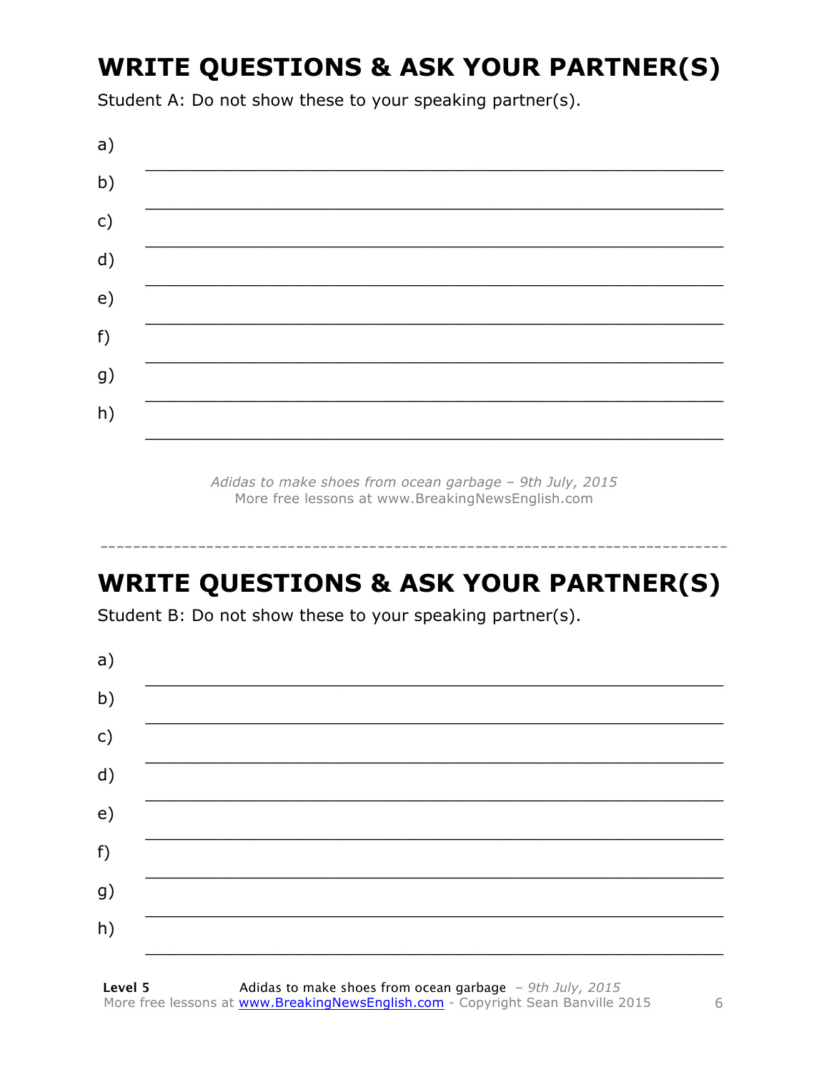## WRITE QUESTIONS & ASK YOUR PARTNER(S)

Student A: Do not show these to your speaking partner(s).

a) ___________________________________________________________

b) ___________________________________________________________

c) ___________________________________________________________

d) ___________________________________________________________

e) ___________________________________________________________

f) ___________________________________________________________

g) ___________________________________________________________

h) ___________________________________________________________

*Adidas to make shoes from ocean garbage – 9th July, 2015*
More free lessons at www.BreakingNewsEnglish.com

---

## WRITE QUESTIONS & ASK YOUR PARTNER(S)

Student B: Do not show these to your speaking partner(s).

a) ___________________________________________________________

b) ___________________________________________________________

c) ___________________________________________________________

d) ___________________________________________________________

e) ___________________________________________________________

f) ___________________________________________________________

g) ___________________________________________________________

h) ___________________________________________________________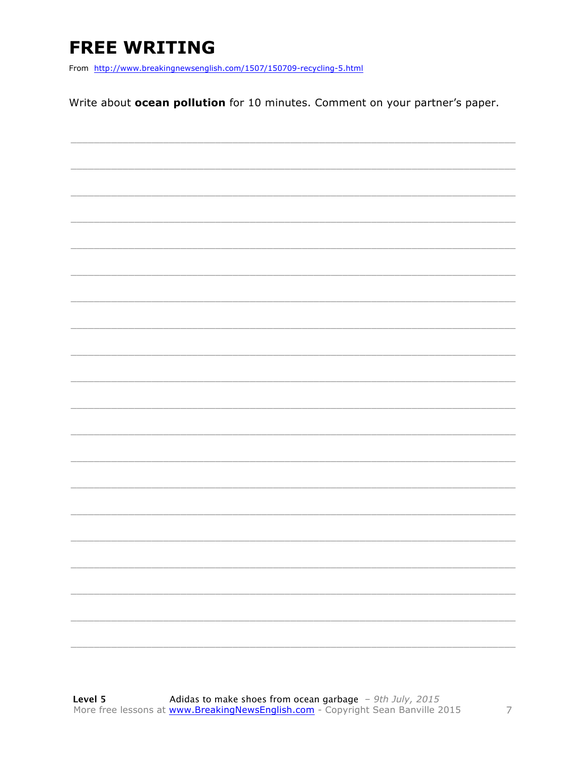# FREE WRITING

From http://www.breakingnewsenglish.com/1507/150709-recycling-5.html

Write about **ocean pollution** for 10 minutes. Comment on your partner's paper.

___________________________________________________________________________

___________________________________________________________________________

___________________________________________________________________________

___________________________________________________________________________

___________________________________________________________________________

___________________________________________________________________________

___________________________________________________________________________

___________________________________________________________________________

___________________________________________________________________________

___________________________________________________________________________

___________________________________________________________________________

___________________________________________________________________________

___________________________________________________________________________

___________________________________________________________________________

___________________________________________________________________________

___________________________________________________________________________

___________________________________________________________________________

___________________________________________________________________________

___________________________________________________________________________

___________________________________________________________________________